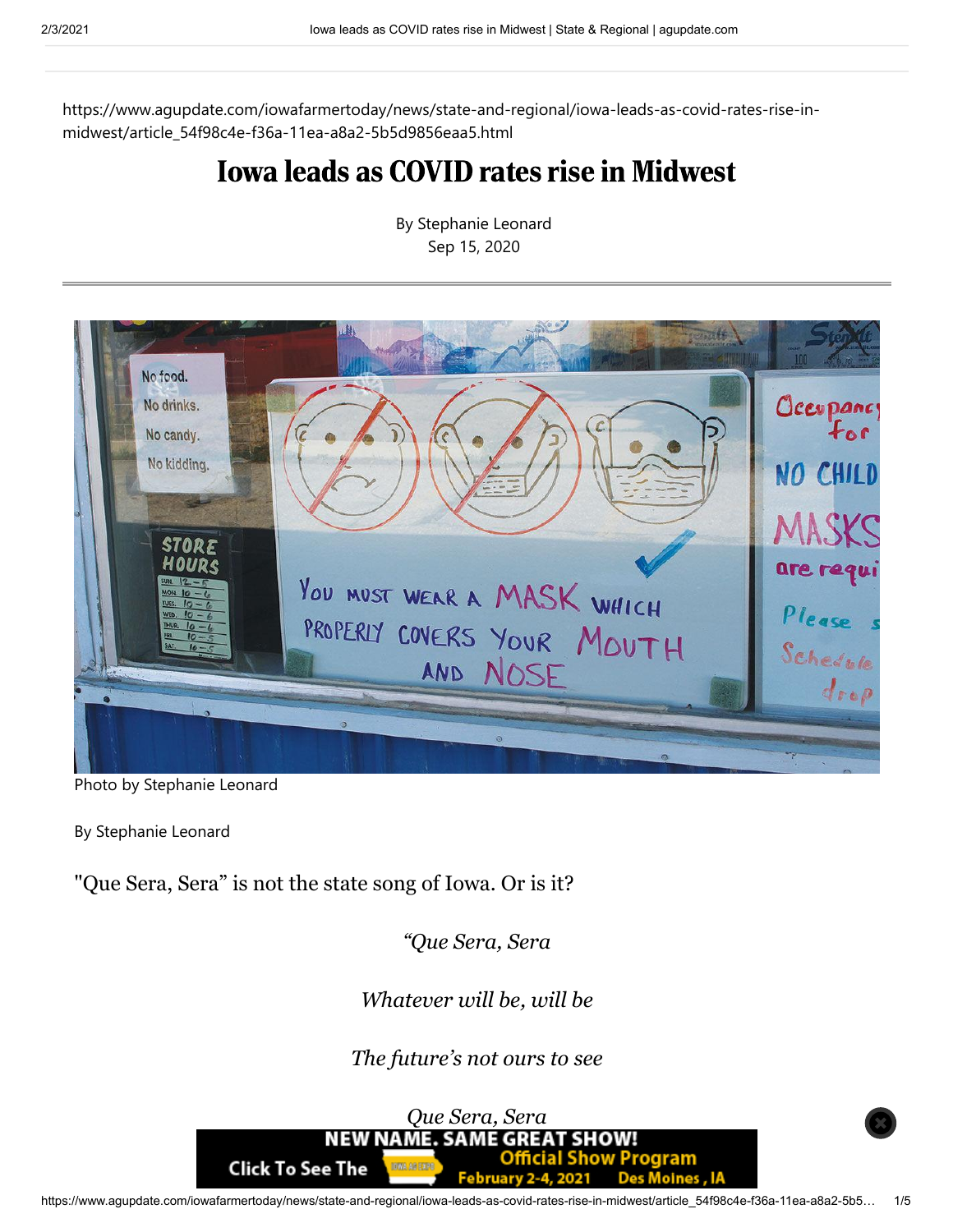https://www.agupdate.com/iowafarmertoday/news/state-and-regional/iowa-leads-as-covid-rates-rise-in-midwest/article_54f98c4e-f36a-11ea-a8a2-5b5d9856eaa5.html

# Iowa leads as COVID rates rise in Midwest

By Stephanie Leonard
Sep 15, 2020

Photo by Stephanie Leonard

By Stephanie Leonard

"Que Sera, Sera" is not the state song of Iowa. Or is it?

*"Que Sera, Sera*

*Whatever will be, will be*

*The future's not ours to see*

*Que Sera, Sera*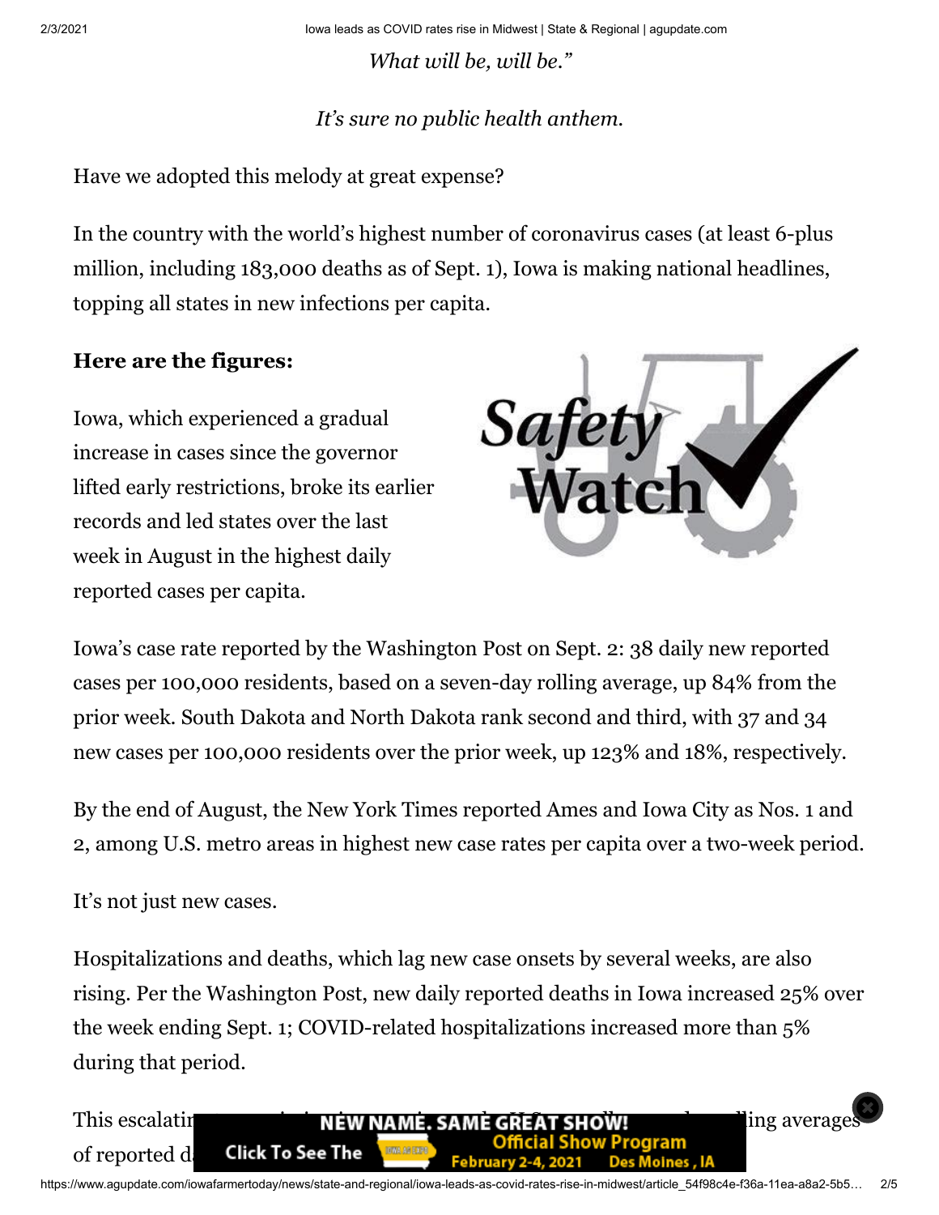*What will be, will be."*

*It's sure no public health anthem.*

Have we adopted this melody at great expense?

In the country with the world's highest number of coronavirus cases (at least 6-plus million, including 183,000 deaths as of Sept. 1), Iowa is making national headlines, topping all states in new infections per capita.

**Here are the figures:**

Iowa, which experienced a gradual increase in cases since the governor lifted early restrictions, broke its earlier records and led states over the last week in August in the highest daily reported cases per capita.

Iowa's case rate reported by the Washington Post on Sept. 2: 38 daily new reported cases per 100,000 residents, based on a seven-day rolling average, up 84% from the prior week. South Dakota and North Dakota rank second and third, with 37 and 34 new cases per 100,000 residents over the prior week, up 123% and 18%, respectively.

By the end of August, the New York Times reported Ames and Iowa City as Nos. 1 and 2, among U.S. metro areas in highest new case rates per capita over a two-week period.

It's not just new cases.

Hospitalizations and deaths, which lag new case onsets by several weeks, are also rising. Per the Washington Post, new daily reported deaths in Iowa increased 25% over the week ending Sept. 1; COVID-related hospitalizations increased more than 5% during that period.

This escalatin ... ling averages of reported d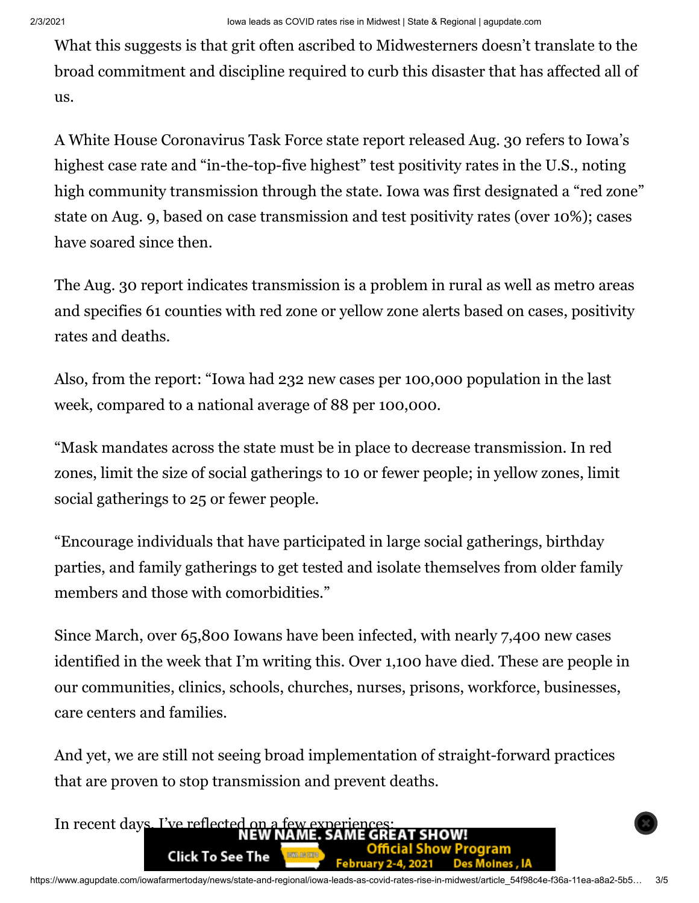What this suggests is that grit often ascribed to Midwesterners doesn't translate to the broad commitment and discipline required to curb this disaster that has affected all of us.

A White House Coronavirus Task Force state report released Aug. 30 refers to Iowa's highest case rate and "in-the-top-five highest" test positivity rates in the U.S., noting high community transmission through the state. Iowa was first designated a "red zone" state on Aug. 9, based on case transmission and test positivity rates (over 10%); cases have soared since then.

The Aug. 30 report indicates transmission is a problem in rural as well as metro areas and specifies 61 counties with red zone or yellow zone alerts based on cases, positivity rates and deaths.

Also, from the report: "Iowa had 232 new cases per 100,000 population in the last week, compared to a national average of 88 per 100,000.

"Mask mandates across the state must be in place to decrease transmission. In red zones, limit the size of social gatherings to 10 or fewer people; in yellow zones, limit social gatherings to 25 or fewer people.

"Encourage individuals that have participated in large social gatherings, birthday parties, and family gatherings to get tested and isolate themselves from older family members and those with comorbidities."

Since March, over 65,800 Iowans have been infected, with nearly 7,400 new cases identified in the week that I'm writing this. Over 1,100 have died. These are people in our communities, clinics, schools, churches, nurses, prisons, workforce, businesses, care centers and families.

And yet, we are still not seeing broad implementation of straight-forward practices that are proven to stop transmission and prevent deaths.

In recent days, I've reflected on a few experiences: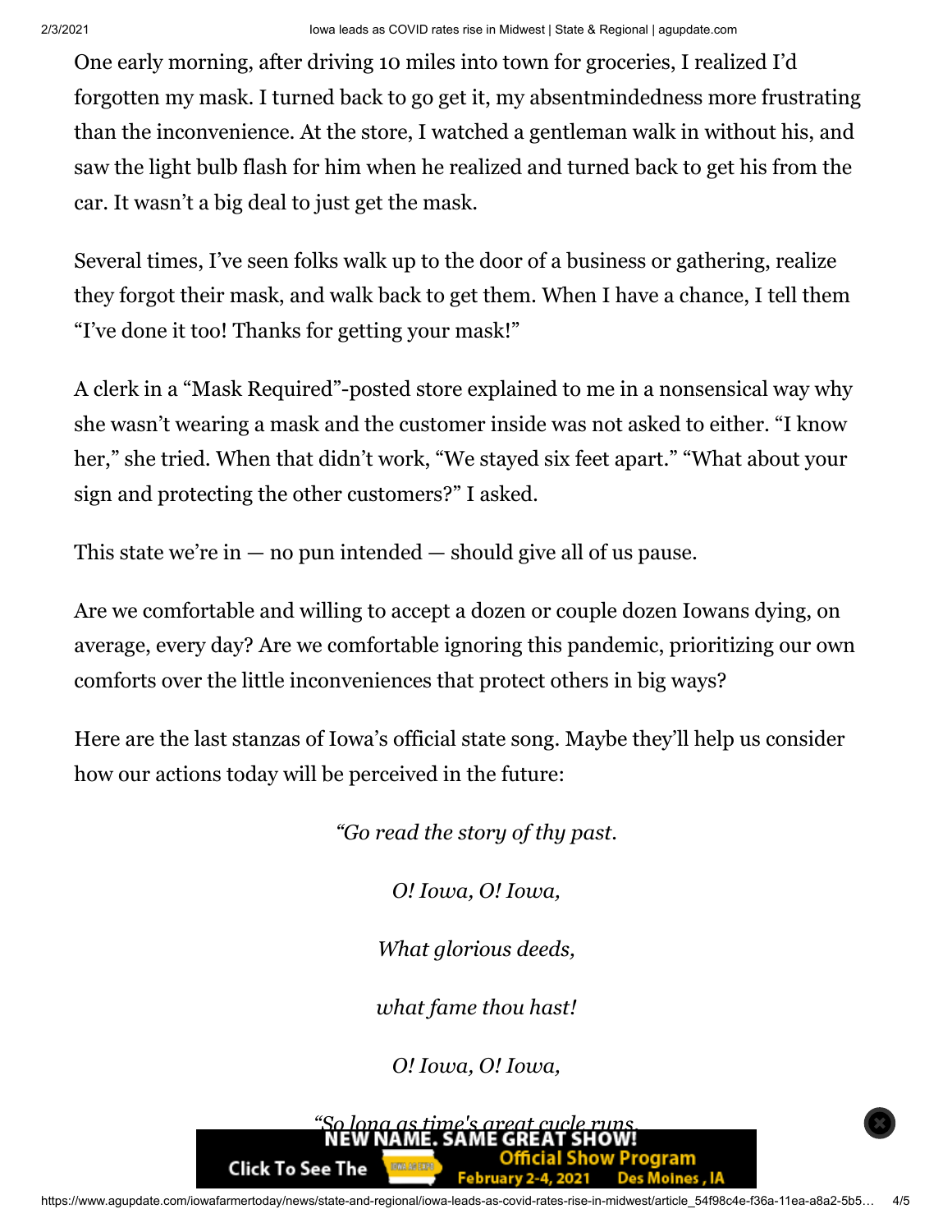One early morning, after driving 10 miles into town for groceries, I realized I'd forgotten my mask. I turned back to go get it, my absentmindedness more frustrating than the inconvenience. At the store, I watched a gentleman walk in without his, and saw the light bulb flash for him when he realized and turned back to get his from the car. It wasn't a big deal to just get the mask.

Several times, I've seen folks walk up to the door of a business or gathering, realize they forgot their mask, and walk back to get them. When I have a chance, I tell them "I've done it too! Thanks for getting your mask!"

A clerk in a "Mask Required"-posted store explained to me in a nonsensical way why she wasn't wearing a mask and the customer inside was not asked to either. "I know her," she tried. When that didn't work, "We stayed six feet apart." "What about your sign and protecting the other customers?" I asked.

This state we're in — no pun intended — should give all of us pause.

Are we comfortable and willing to accept a dozen or couple dozen Iowans dying, on average, every day? Are we comfortable ignoring this pandemic, prioritizing our own comforts over the little inconveniences that protect others in big ways?

Here are the last stanzas of Iowa's official state song. Maybe they'll help us consider how our actions today will be perceived in the future:

*"Go read the story of thy past.*

*O! Iowa, O! Iowa,*

*What glorious deeds,*

*what fame thou hast!*

*O! Iowa, O! Iowa,*

*"So long as time's great cycle runs,*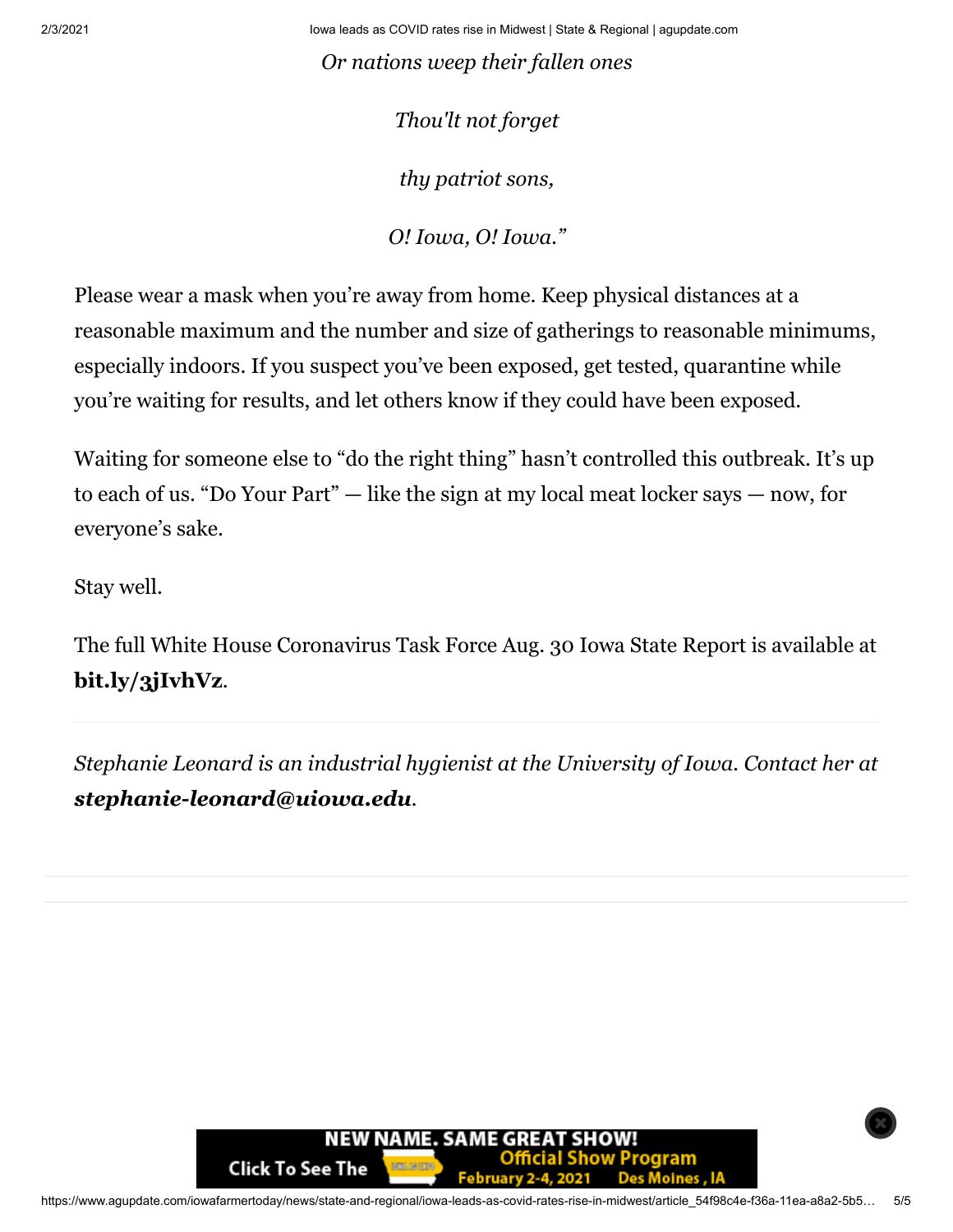*Or nations weep their fallen ones*

*Thou'lt not forget*

*thy patriot sons,*

*O! Iowa, O! Iowa."*

Please wear a mask when you're away from home. Keep physical distances at a reasonable maximum and the number and size of gatherings to reasonable minimums, especially indoors. If you suspect you've been exposed, get tested, quarantine while you're waiting for results, and let others know if they could have been exposed.

Waiting for someone else to "do the right thing" hasn't controlled this outbreak. It's up to each of us. "Do Your Part" — like the sign at my local meat locker says — now, for everyone's sake.

Stay well.

The full White House Coronavirus Task Force Aug. 30 Iowa State Report is available at **bit.ly/3jIvhVz**.

---

*Stephanie Leonard is an industrial hygienist at the University of Iowa. Contact her at **stephanie-leonard@uiowa.edu**.*